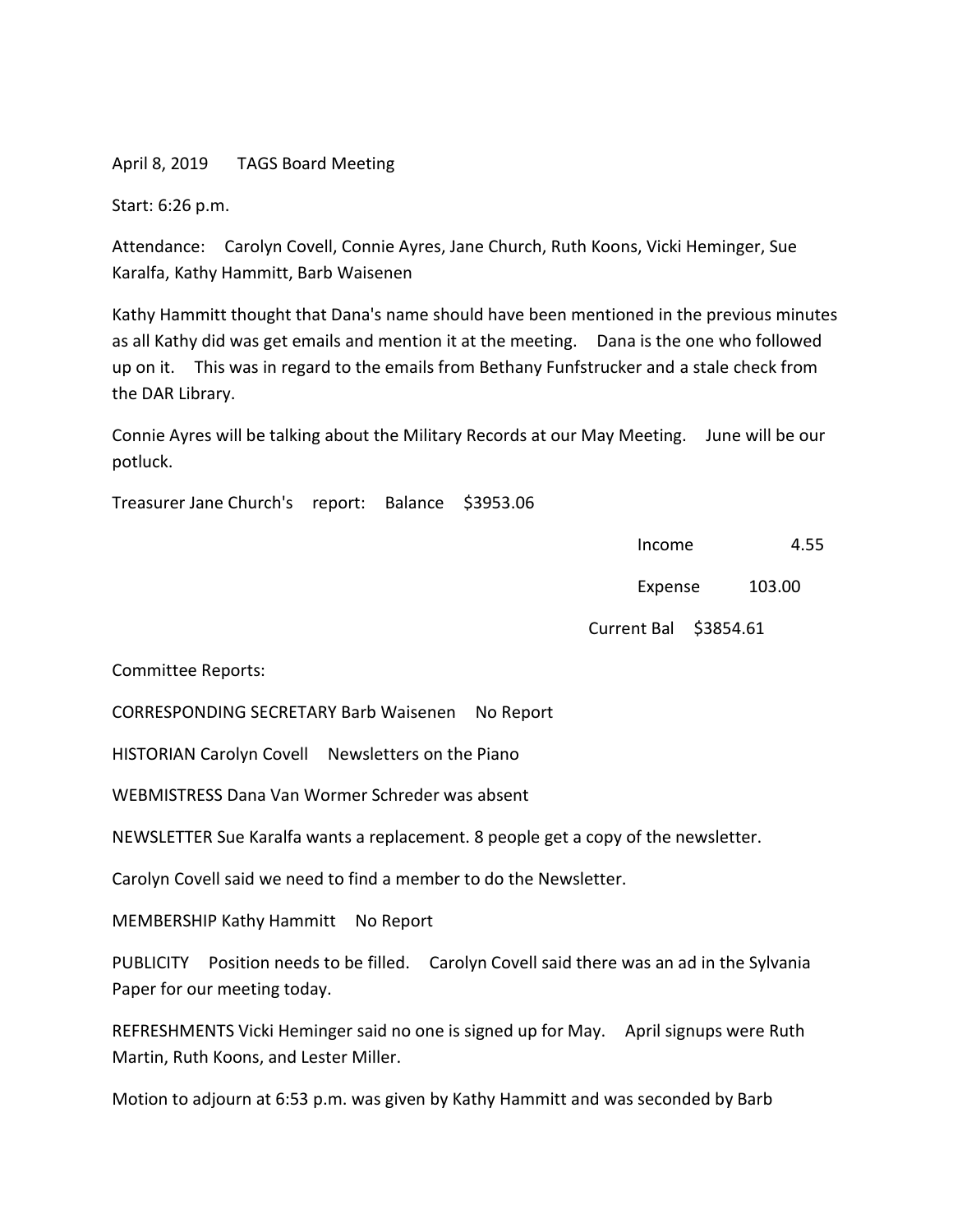April 8, 2019 TAGS Board Meeting

Start: 6:26 p.m.

Attendance: Carolyn Covell, Connie Ayres, Jane Church, Ruth Koons, Vicki Heminger, Sue Karalfa, Kathy Hammitt, Barb Waisenen

Kathy Hammitt thought that Dana's name should have been mentioned in the previous minutes as all Kathy did was get emails and mention it at the meeting. Dana is the one who followed up on it. This was in regard to the emails from Bethany Funfstrucker and a stale check from the DAR Library.

Connie Ayres will be talking about the Military Records at our May Meeting. June will be our potluck.

Treasurer Jane Church's report: Balance $3953.06

| | |
|---|---|
| Income | 4.55 |
| Expense | 103.00 |
| Current Bal | $3854.61 |

Committee Reports:

CORRESPONDING SECRETARY Barb Waisenen No Report

HISTORIAN Carolyn Covell Newsletters on the Piano

WEBMISTRESS Dana Van Wormer Schreder was absent

NEWSLETTER Sue Karalfa wants a replacement. 8 people get a copy of the newsletter.

Carolyn Covell said we need to find a member to do the Newsletter.

MEMBERSHIP Kathy Hammitt No Report

PUBLICITY Position needs to be filled. Carolyn Covell said there was an ad in the Sylvania Paper for our meeting today.

REFRESHMENTS Vicki Heminger said no one is signed up for May. April signups were Ruth Martin, Ruth Koons, and Lester Miller.

Motion to adjourn at 6:53 p.m. was given by Kathy Hammitt and was seconded by Barb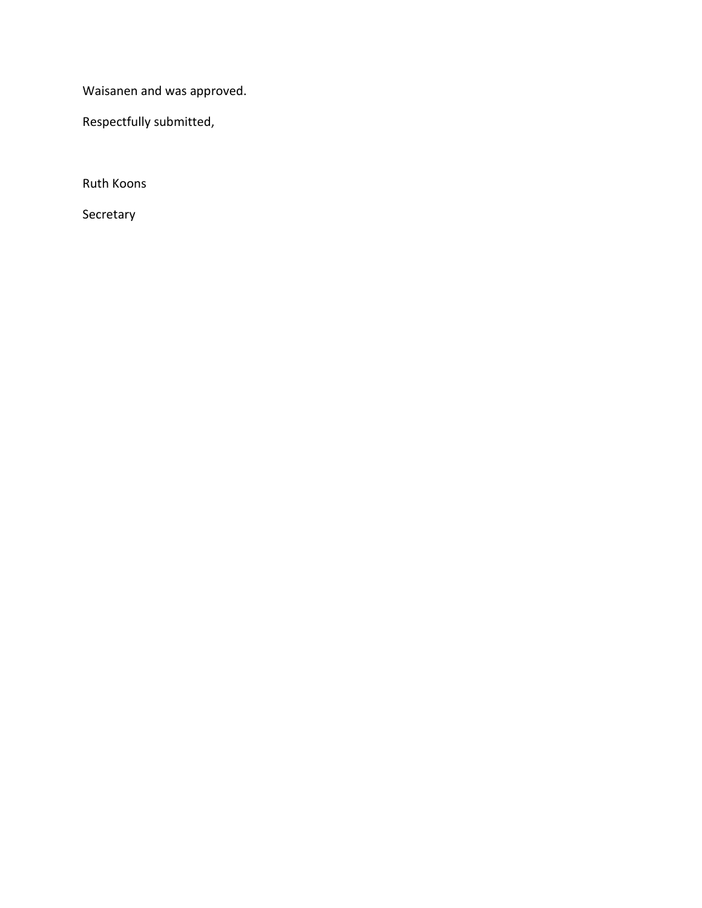Waisanen and was approved.

Respectfully submitted,

Ruth Koons

Secretary